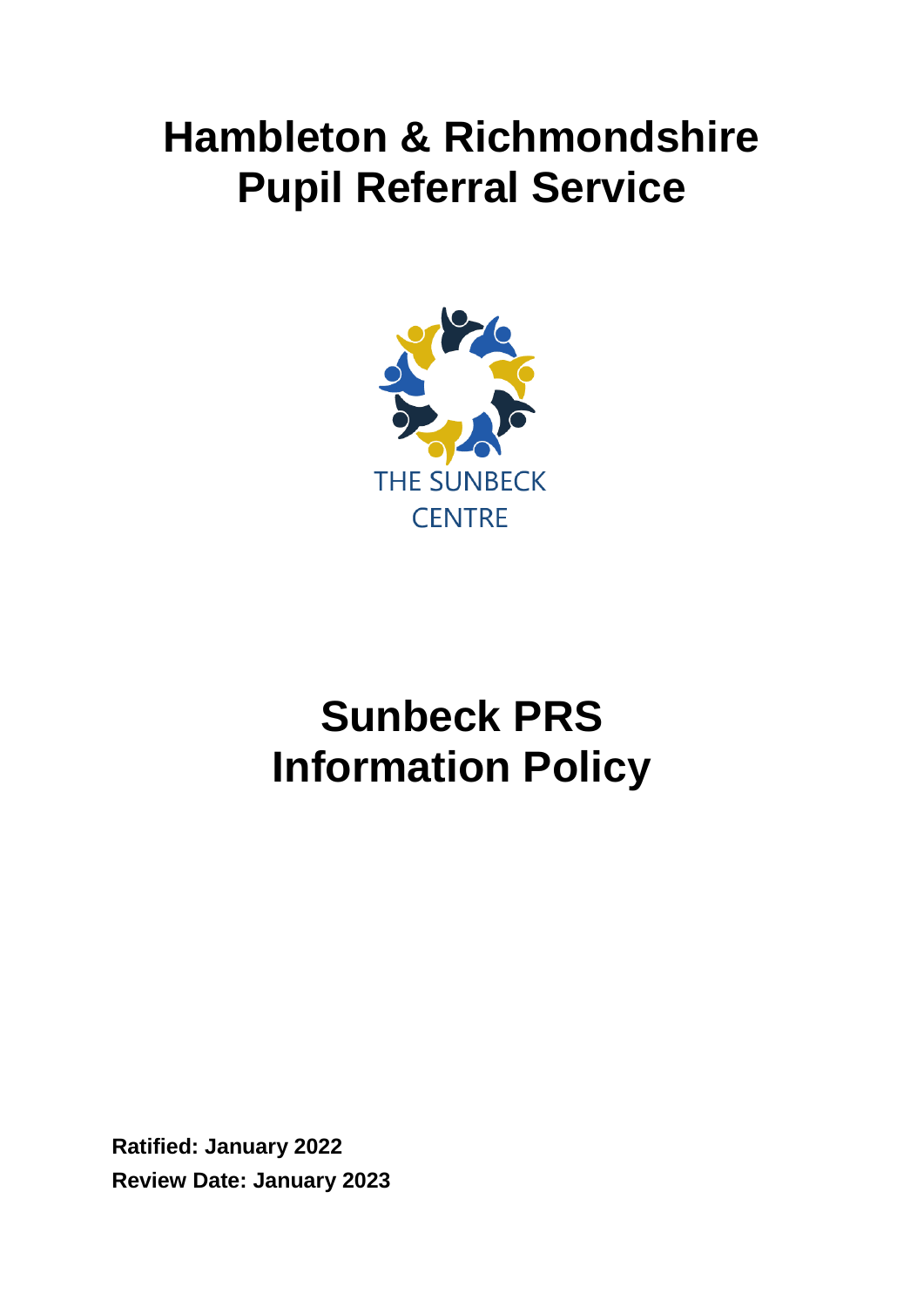# Hambleton & Richmondshire Pupil Referral Service

THE SUNBECK CENTRE

# Sunbeck PRS Information Policy

**Ratified: January 2022**

**Review Date: January 2023**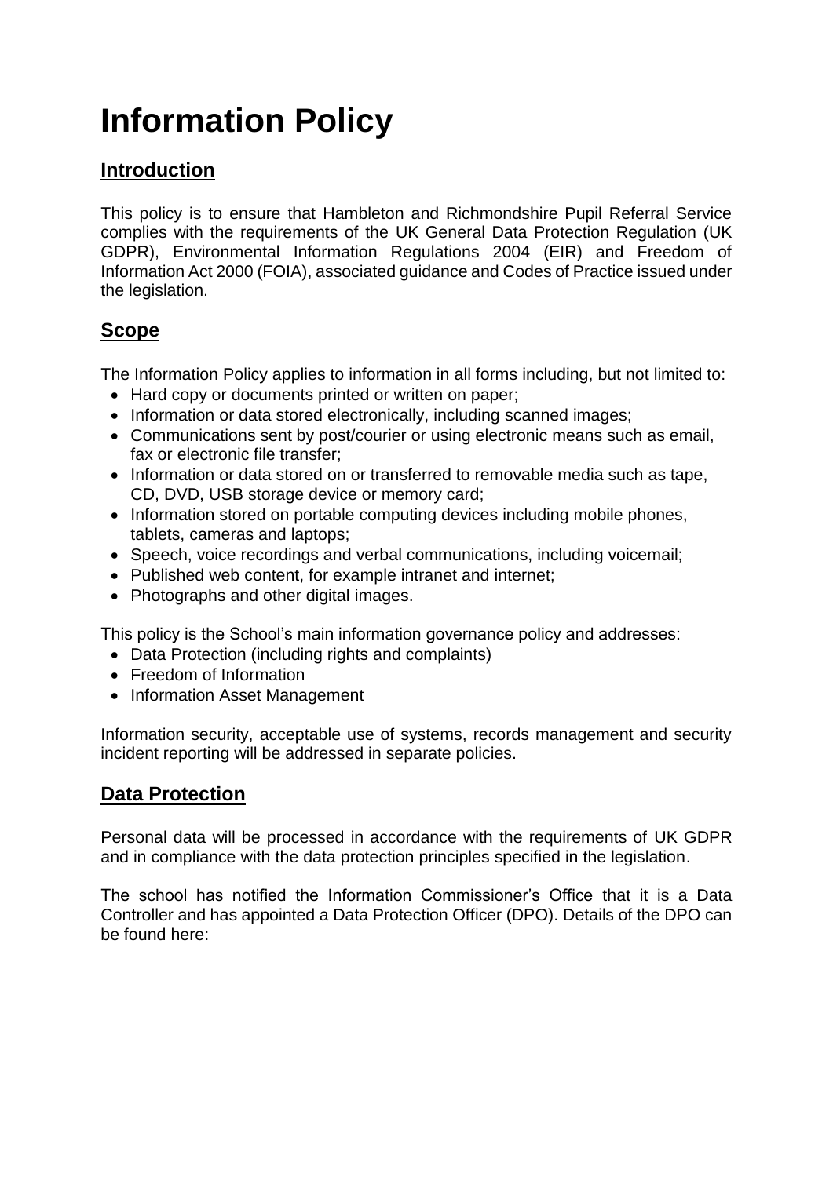# Information Policy

## Introduction

This policy is to ensure that Hambleton and Richmondshire Pupil Referral Service complies with the requirements of the UK General Data Protection Regulation (UK GDPR), Environmental Information Regulations 2004 (EIR) and Freedom of Information Act 2000 (FOIA), associated guidance and Codes of Practice issued under the legislation.

## Scope

The Information Policy applies to information in all forms including, but not limited to:

- Hard copy or documents printed or written on paper;
- Information or data stored electronically, including scanned images;
- Communications sent by post/courier or using electronic means such as email, fax or electronic file transfer;
- Information or data stored on or transferred to removable media such as tape, CD, DVD, USB storage device or memory card;
- Information stored on portable computing devices including mobile phones, tablets, cameras and laptops;
- Speech, voice recordings and verbal communications, including voicemail;
- Published web content, for example intranet and internet;
- Photographs and other digital images.

This policy is the School's main information governance policy and addresses:

- Data Protection (including rights and complaints)
- Freedom of Information
- Information Asset Management

Information security, acceptable use of systems, records management and security incident reporting will be addressed in separate policies.

## Data Protection

Personal data will be processed in accordance with the requirements of UK GDPR and in compliance with the data protection principles specified in the legislation.

The school has notified the Information Commissioner's Office that it is a Data Controller and has appointed a Data Protection Officer (DPO). Details of the DPO can be found here: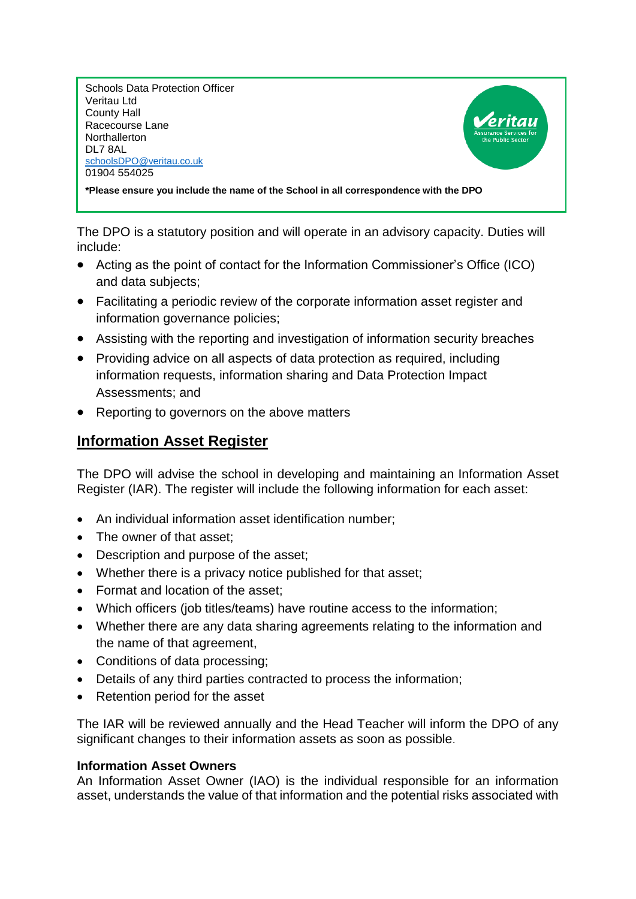Schools Data Protection Officer
Veritau Ltd
County Hall
Racecourse Lane
Northallerton
DL7 8AL
schoolsDPO@veritau.co.uk
01904 554025

**\*Please ensure you include the name of the School in all correspondence with the DPO**

The DPO is a statutory position and will operate in an advisory capacity. Duties will include:

- Acting as the point of contact for the Information Commissioner's Office (ICO) and data subjects;
- Facilitating a periodic review of the corporate information asset register and information governance policies;
- Assisting with the reporting and investigation of information security breaches
- Providing advice on all aspects of data protection as required, including information requests, information sharing and Data Protection Impact Assessments; and
- Reporting to governors on the above matters

## Information Asset Register

The DPO will advise the school in developing and maintaining an Information Asset Register (IAR). The register will include the following information for each asset:

- An individual information asset identification number;
- The owner of that asset;
- Description and purpose of the asset;
- Whether there is a privacy notice published for that asset;
- Format and location of the asset;
- Which officers (job titles/teams) have routine access to the information;
- Whether there are any data sharing agreements relating to the information and the name of that agreement,
- Conditions of data processing;
- Details of any third parties contracted to process the information;
- Retention period for the asset

The IAR will be reviewed annually and the Head Teacher will inform the DPO of any significant changes to their information assets as soon as possible.

**Information Asset Owners**

An Information Asset Owner (IAO) is the individual responsible for an information asset, understands the value of that information and the potential risks associated with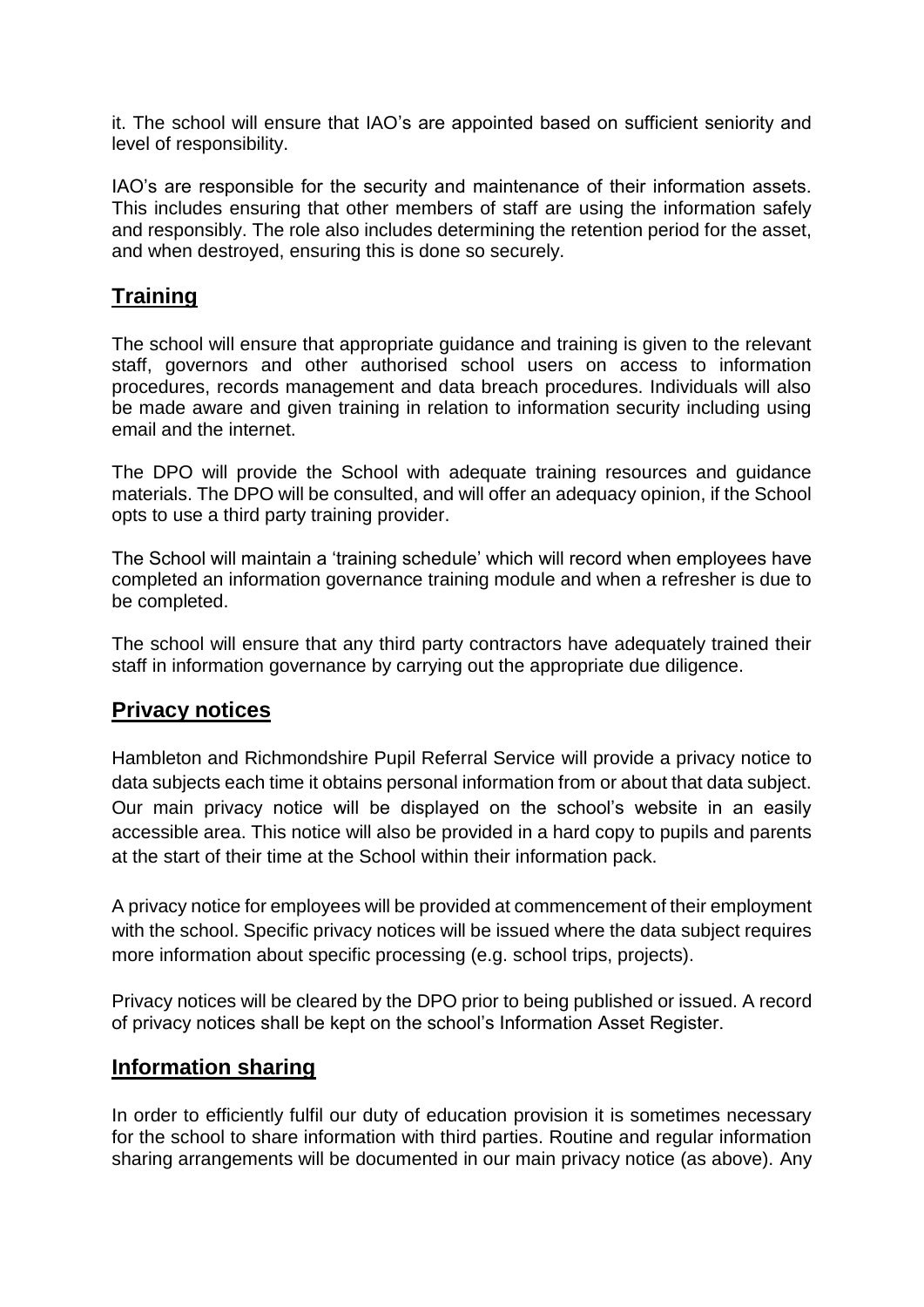it. The school will ensure that IAO's are appointed based on sufficient seniority and level of responsibility.

IAO's are responsible for the security and maintenance of their information assets. This includes ensuring that other members of staff are using the information safely and responsibly. The role also includes determining the retention period for the asset, and when destroyed, ensuring this is done so securely.

## Training

The school will ensure that appropriate guidance and training is given to the relevant staff, governors and other authorised school users on access to information procedures, records management and data breach procedures. Individuals will also be made aware and given training in relation to information security including using email and the internet.

The DPO will provide the School with adequate training resources and guidance materials. The DPO will be consulted, and will offer an adequacy opinion, if the School opts to use a third party training provider.

The School will maintain a 'training schedule' which will record when employees have completed an information governance training module and when a refresher is due to be completed.

The school will ensure that any third party contractors have adequately trained their staff in information governance by carrying out the appropriate due diligence.

## Privacy notices

Hambleton and Richmondshire Pupil Referral Service will provide a privacy notice to data subjects each time it obtains personal information from or about that data subject. Our main privacy notice will be displayed on the school's website in an easily accessible area. This notice will also be provided in a hard copy to pupils and parents at the start of their time at the School within their information pack.

A privacy notice for employees will be provided at commencement of their employment with the school. Specific privacy notices will be issued where the data subject requires more information about specific processing (e.g. school trips, projects).

Privacy notices will be cleared by the DPO prior to being published or issued. A record of privacy notices shall be kept on the school's Information Asset Register.

## Information sharing

In order to efficiently fulfil our duty of education provision it is sometimes necessary for the school to share information with third parties. Routine and regular information sharing arrangements will be documented in our main privacy notice (as above). Any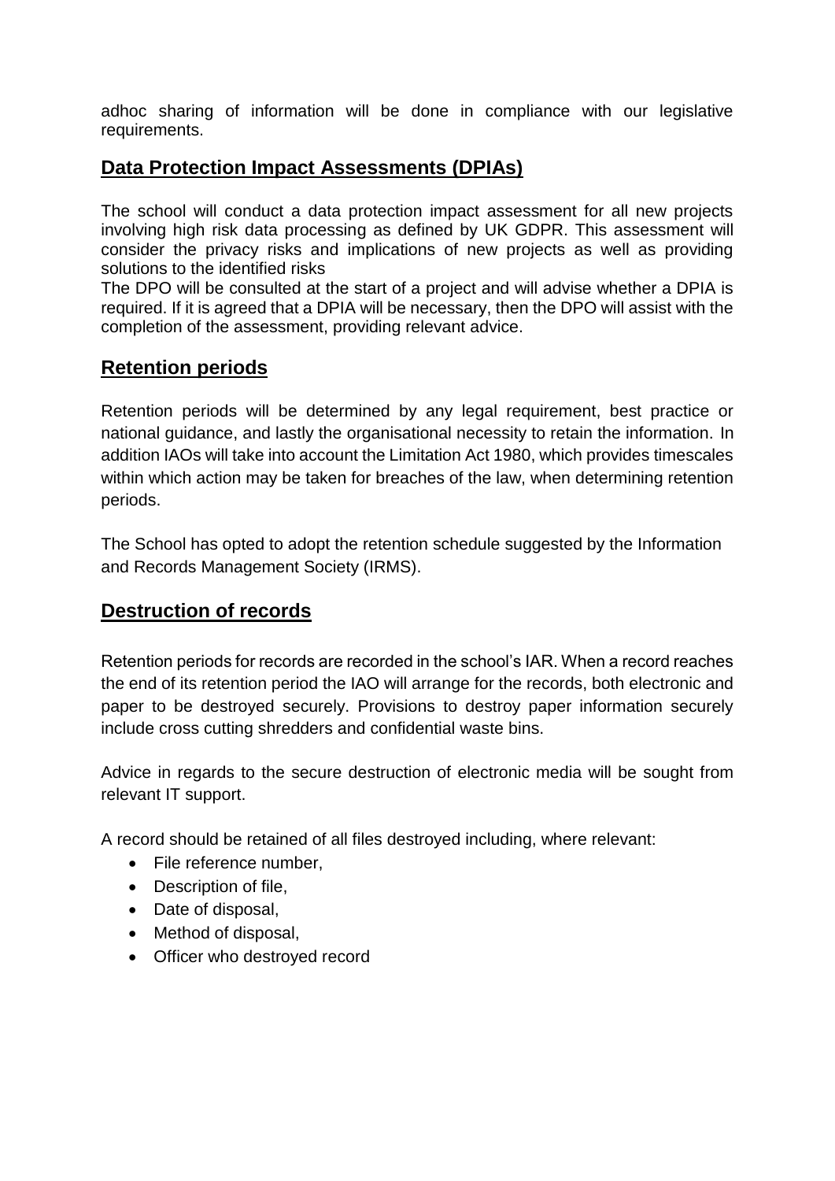adhoc sharing of information will be done in compliance with our legislative requirements.

## Data Protection Impact Assessments (DPIAs)

The school will conduct a data protection impact assessment for all new projects involving high risk data processing as defined by UK GDPR. This assessment will consider the privacy risks and implications of new projects as well as providing solutions to the identified risks

The DPO will be consulted at the start of a project and will advise whether a DPIA is required. If it is agreed that a DPIA will be necessary, then the DPO will assist with the completion of the assessment, providing relevant advice.

## Retention periods

Retention periods will be determined by any legal requirement, best practice or national guidance, and lastly the organisational necessity to retain the information. In addition IAOs will take into account the Limitation Act 1980, which provides timescales within which action may be taken for breaches of the law, when determining retention periods.

The School has opted to adopt the retention schedule suggested by the Information and Records Management Society (IRMS).

## Destruction of records

Retention periods for records are recorded in the school's IAR. When a record reaches the end of its retention period the IAO will arrange for the records, both electronic and paper to be destroyed securely. Provisions to destroy paper information securely include cross cutting shredders and confidential waste bins.

Advice in regards to the secure destruction of electronic media will be sought from relevant IT support.

A record should be retained of all files destroyed including, where relevant:

- File reference number,
- Description of file,
- Date of disposal,
- Method of disposal,
- Officer who destroyed record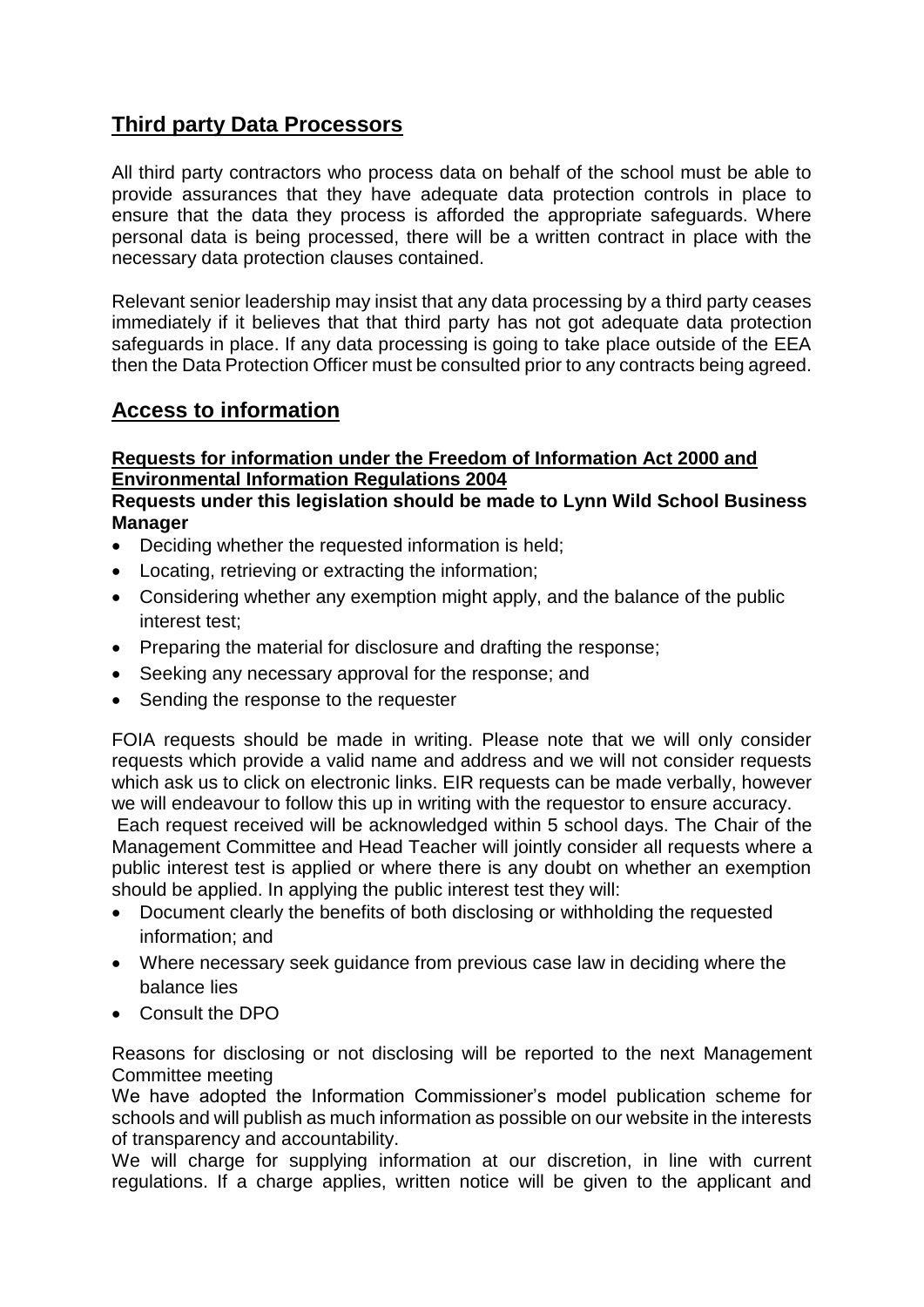## Third party Data Processors

All third party contractors who process data on behalf of the school must be able to provide assurances that they have adequate data protection controls in place to ensure that the data they process is afforded the appropriate safeguards. Where personal data is being processed, there will be a written contract in place with the necessary data protection clauses contained.

Relevant senior leadership may insist that any data processing by a third party ceases immediately if it believes that that third party has not got adequate data protection safeguards in place. If any data processing is going to take place outside of the EEA then the Data Protection Officer must be consulted prior to any contracts being agreed.

## Access to information

**Requests for information under the Freedom of Information Act 2000 and Environmental Information Regulations 2004**

**Requests under this legislation should be made to Lynn Wild School Business Manager**

- Deciding whether the requested information is held;
- Locating, retrieving or extracting the information;
- Considering whether any exemption might apply, and the balance of the public interest test;
- Preparing the material for disclosure and drafting the response;
- Seeking any necessary approval for the response; and
- Sending the response to the requester

FOIA requests should be made in writing. Please note that we will only consider requests which provide a valid name and address and we will not consider requests which ask us to click on electronic links. EIR requests can be made verbally, however we will endeavour to follow this up in writing with the requestor to ensure accuracy.

Each request received will be acknowledged within 5 school days. The Chair of the Management Committee and Head Teacher will jointly consider all requests where a public interest test is applied or where there is any doubt on whether an exemption should be applied. In applying the public interest test they will:

- Document clearly the benefits of both disclosing or withholding the requested information; and
- Where necessary seek guidance from previous case law in deciding where the balance lies
- Consult the DPO

Reasons for disclosing or not disclosing will be reported to the next Management Committee meeting

We have adopted the Information Commissioner's model publication scheme for schools and will publish as much information as possible on our website in the interests of transparency and accountability.

We will charge for supplying information at our discretion, in line with current regulations. If a charge applies, written notice will be given to the applicant and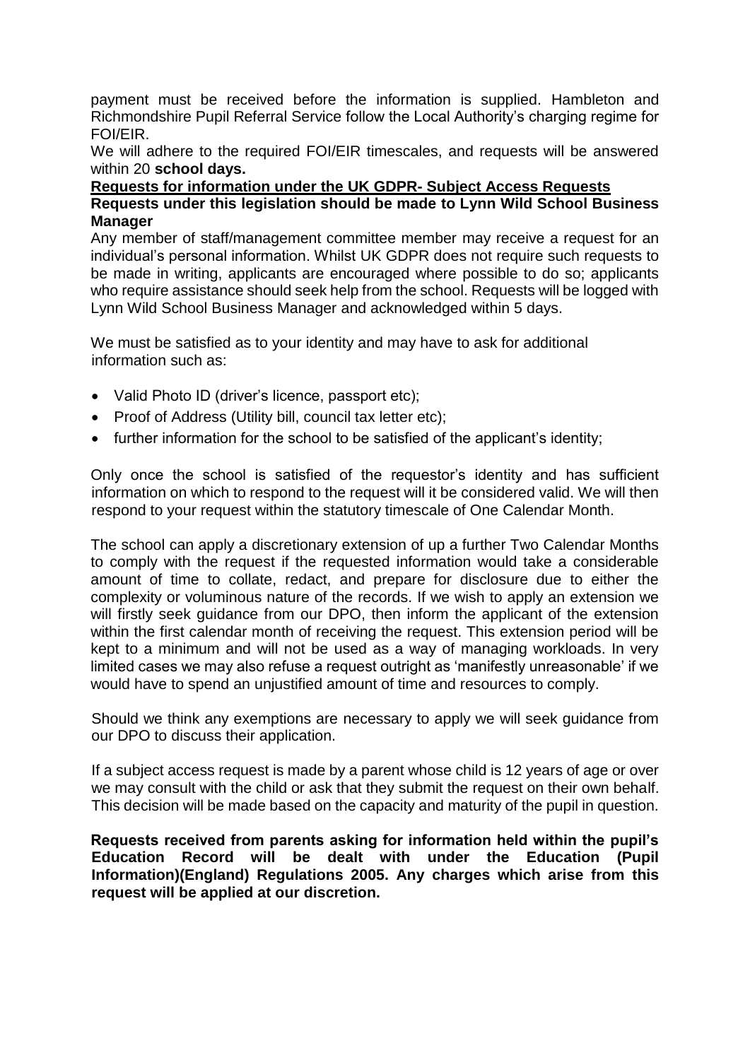payment must be received before the information is supplied. Hambleton and Richmondshire Pupil Referral Service follow the Local Authority's charging regime for FOI/EIR.

We will adhere to the required FOI/EIR timescales, and requests will be answered within 20 **school days.**

**Requests for information under the UK GDPR- Subject Access Requests**

**Requests under this legislation should be made to Lynn Wild School Business Manager**

Any member of staff/management committee member may receive a request for an individual's personal information. Whilst UK GDPR does not require such requests to be made in writing, applicants are encouraged where possible to do so; applicants who require assistance should seek help from the school. Requests will be logged with Lynn Wild School Business Manager and acknowledged within 5 days.

We must be satisfied as to your identity and may have to ask for additional information such as:

- Valid Photo ID (driver's licence, passport etc);
- Proof of Address (Utility bill, council tax letter etc);
- further information for the school to be satisfied of the applicant's identity;

Only once the school is satisfied of the requestor's identity and has sufficient information on which to respond to the request will it be considered valid. We will then respond to your request within the statutory timescale of One Calendar Month.

The school can apply a discretionary extension of up a further Two Calendar Months to comply with the request if the requested information would take a considerable amount of time to collate, redact, and prepare for disclosure due to either the complexity or voluminous nature of the records. If we wish to apply an extension we will firstly seek guidance from our DPO, then inform the applicant of the extension within the first calendar month of receiving the request. This extension period will be kept to a minimum and will not be used as a way of managing workloads. In very limited cases we may also refuse a request outright as 'manifestly unreasonable' if we would have to spend an unjustified amount of time and resources to comply.

Should we think any exemptions are necessary to apply we will seek guidance from our DPO to discuss their application.

If a subject access request is made by a parent whose child is 12 years of age or over we may consult with the child or ask that they submit the request on their own behalf. This decision will be made based on the capacity and maturity of the pupil in question.

**Requests received from parents asking for information held within the pupil's Education Record will be dealt with under the Education (Pupil Information)(England) Regulations 2005. Any charges which arise from this request will be applied at our discretion.**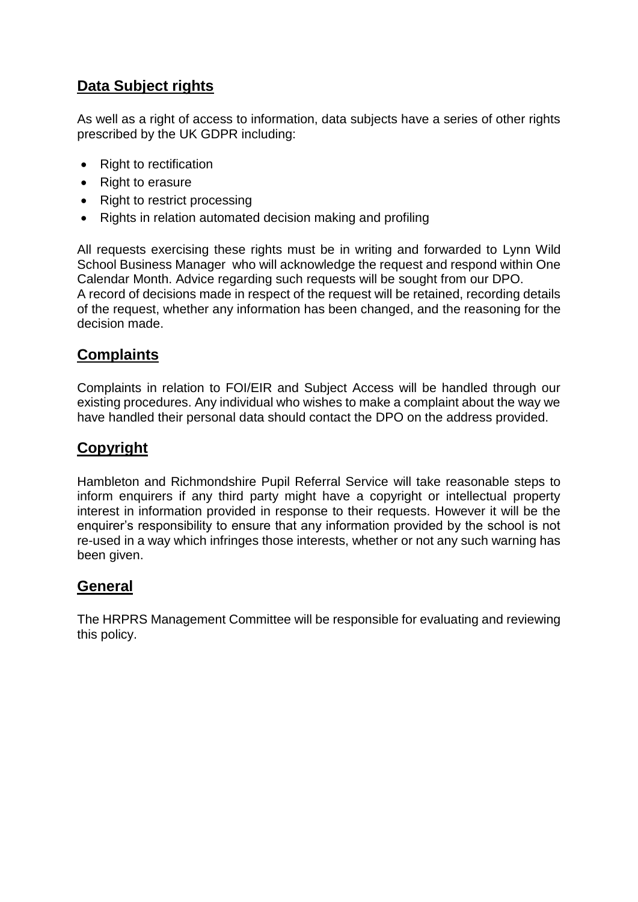## Data Subject rights

As well as a right of access to information, data subjects have a series of other rights prescribed by the UK GDPR including:

- Right to rectification
- Right to erasure
- Right to restrict processing
- Rights in relation automated decision making and profiling

All requests exercising these rights must be in writing and forwarded to Lynn Wild School Business Manager who will acknowledge the request and respond within One Calendar Month. Advice regarding such requests will be sought from our DPO.
A record of decisions made in respect of the request will be retained, recording details of the request, whether any information has been changed, and the reasoning for the decision made.

## Complaints

Complaints in relation to FOI/EIR and Subject Access will be handled through our existing procedures. Any individual who wishes to make a complaint about the way we have handled their personal data should contact the DPO on the address provided.

## Copyright

Hambleton and Richmondshire Pupil Referral Service will take reasonable steps to inform enquirers if any third party might have a copyright or intellectual property interest in information provided in response to their requests. However it will be the enquirer's responsibility to ensure that any information provided by the school is not re-used in a way which infringes those interests, whether or not any such warning has been given.

## General

The HRPRS Management Committee will be responsible for evaluating and reviewing this policy.